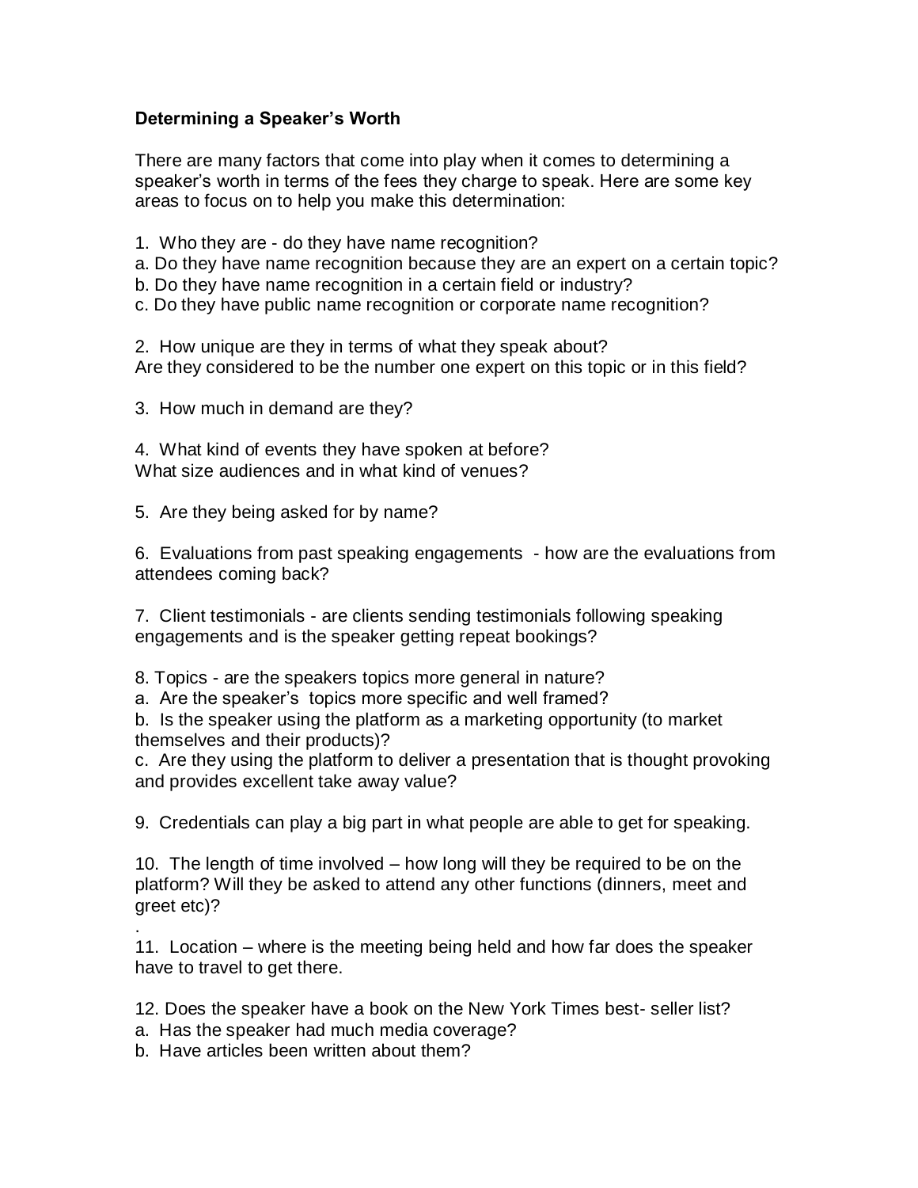**Determining a Speaker's Worth**

There are many factors that come into play when it comes to determining a speaker's worth in terms of the fees they charge to speak. Here are some key areas to focus on to help you make this determination:

1. Who they are - do they have name recognition?
a. Do they have name recognition because they are an expert on a certain topic?
b. Do they have name recognition in a certain field or industry?
c. Do they have public name recognition or corporate name recognition?

2. How unique are they in terms of what they speak about?
Are they considered to be the number one expert on this topic or in this field?

3. How much in demand are they?

4. What kind of events they have spoken at before?
What size audiences and in what kind of venues?

5. Are they being asked for by name?

6. Evaluations from past speaking engagements - how are the evaluations from attendees coming back?

7. Client testimonials - are clients sending testimonials following speaking engagements and is the speaker getting repeat bookings?

8. Topics - are the speakers topics more general in nature?
a. Are the speaker's topics more specific and well framed?
b. Is the speaker using the platform as a marketing opportunity (to market themselves and their products)?
c. Are they using the platform to deliver a presentation that is thought provoking and provides excellent take away value?

9. Credentials can play a big part in what people are able to get for speaking.

10. The length of time involved – how long will they be required to be on the platform? Will they be asked to attend any other functions (dinners, meet and greet etc)?
.
11. Location – where is the meeting being held and how far does the speaker have to travel to get there.

12. Does the speaker have a book on the New York Times best- seller list?
a. Has the speaker had much media coverage?
b. Have articles been written about them?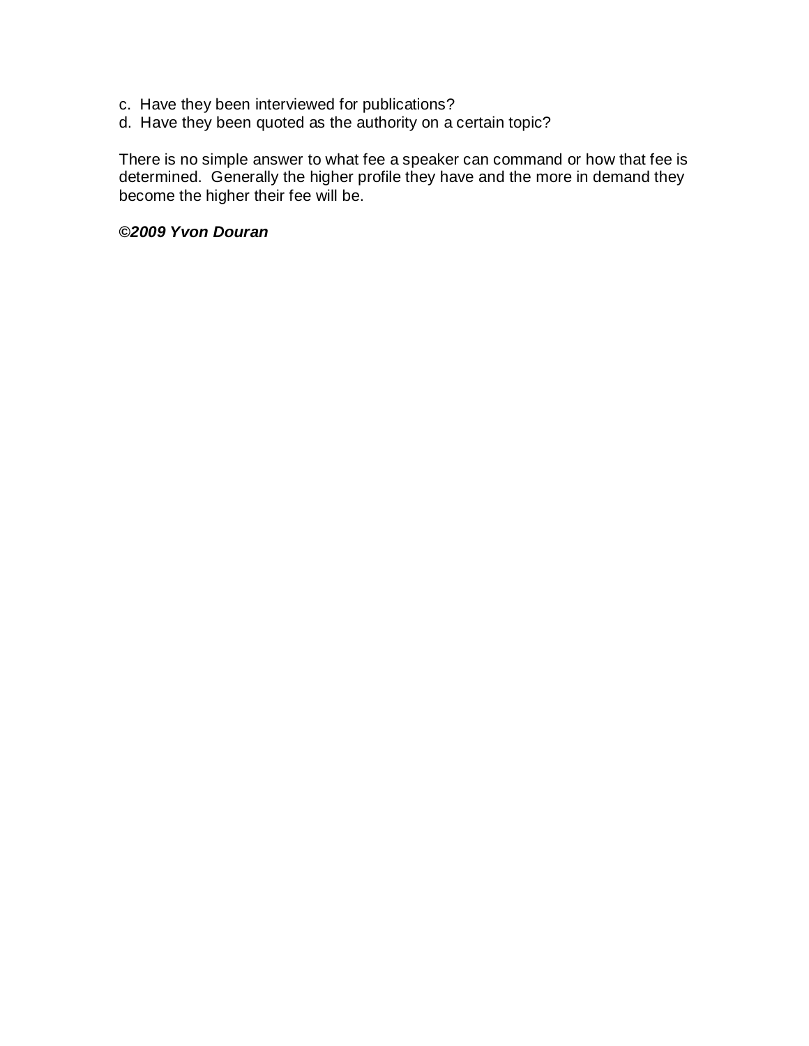c. Have they been interviewed for publications?
d. Have they been quoted as the authority on a certain topic?

There is no simple answer to what fee a speaker can command or how that fee is determined. Generally the higher profile they have and the more in demand they become the higher their fee will be.

***©2009 Yvon Douran***